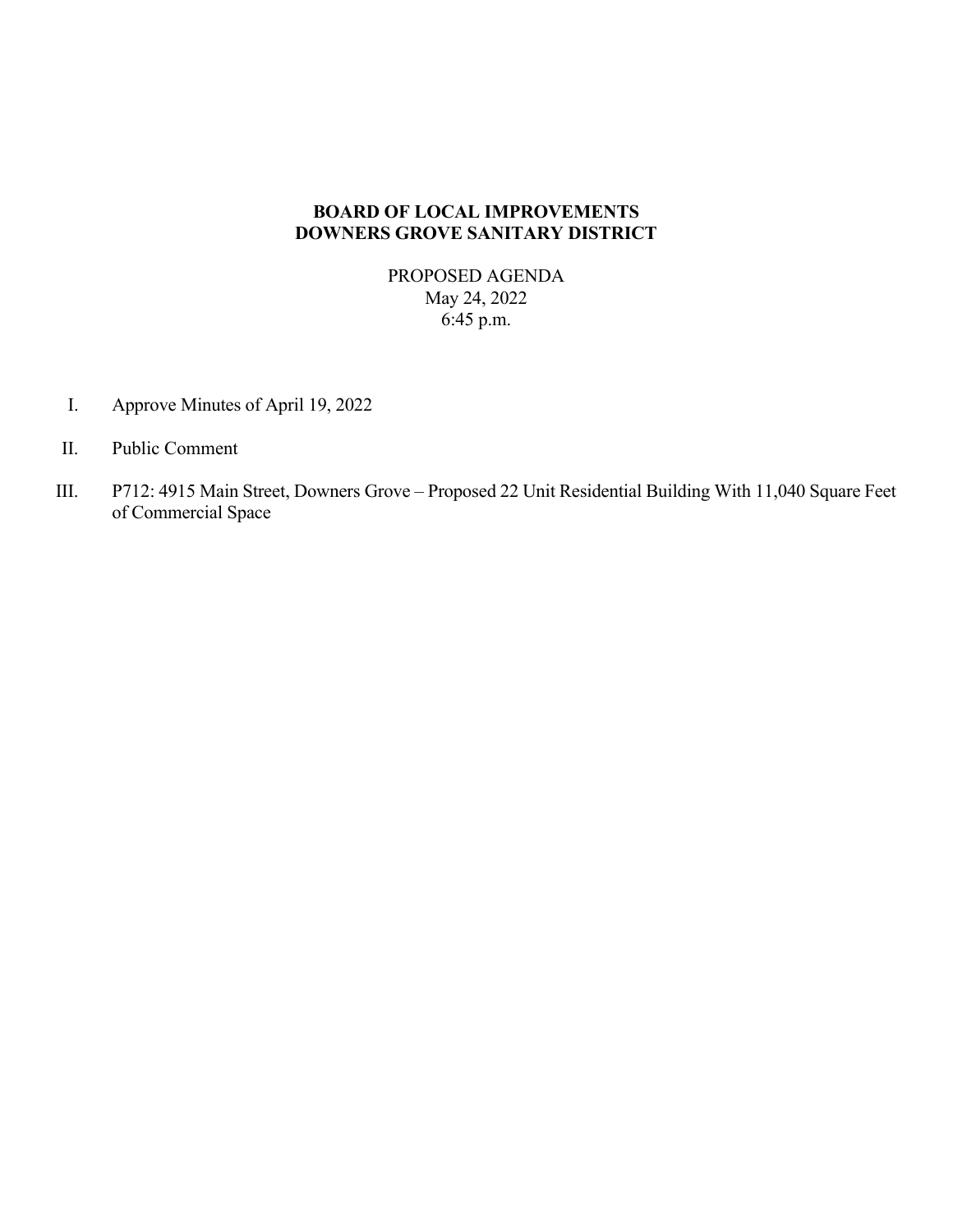**BOARD OF LOCAL IMPROVEMENTS**
**DOWNERS GROVE SANITARY DISTRICT**

PROPOSED AGENDA
May 24, 2022
6:45 p.m.

I. Approve Minutes of April 19, 2022

II. Public Comment

III. P712: 4915 Main Street, Downers Grove – Proposed 22 Unit Residential Building With 11,040 Square Feet of Commercial Space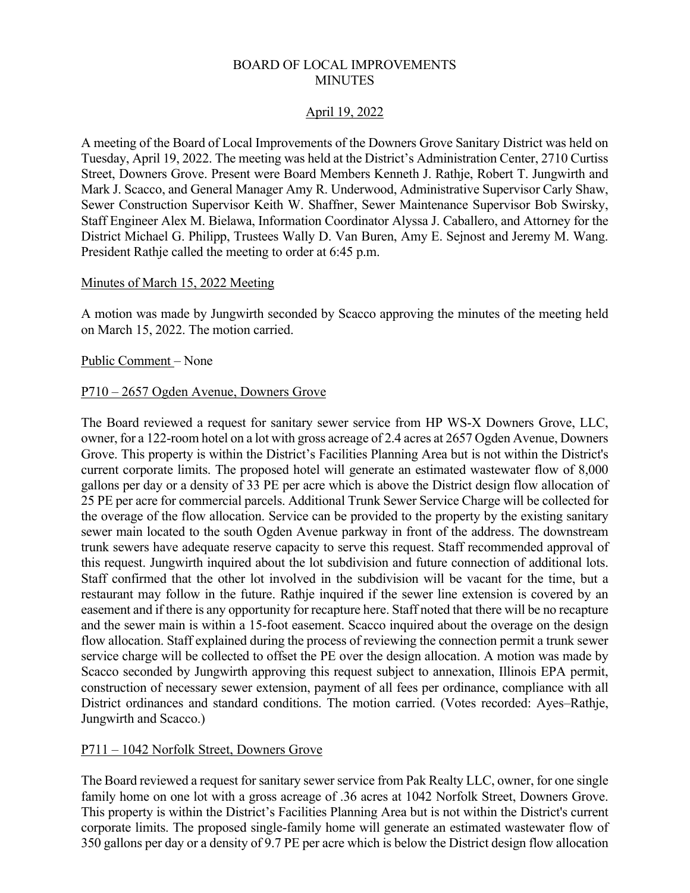# BOARD OF LOCAL IMPROVEMENTS MINUTES

April 19, 2022

A meeting of the Board of Local Improvements of the Downers Grove Sanitary District was held on Tuesday, April 19, 2022. The meeting was held at the District's Administration Center, 2710 Curtiss Street, Downers Grove. Present were Board Members Kenneth J. Rathje, Robert T. Jungwirth and Mark J. Scacco, and General Manager Amy R. Underwood, Administrative Supervisor Carly Shaw, Sewer Construction Supervisor Keith W. Shaffner, Sewer Maintenance Supervisor Bob Swirsky, Staff Engineer Alex M. Bielawa, Information Coordinator Alyssa J. Caballero, and Attorney for the District Michael G. Philipp, Trustees Wally D. Van Buren, Amy E. Sejnost and Jeremy M. Wang. President Rathje called the meeting to order at 6:45 p.m.

## Minutes of March 15, 2022 Meeting

A motion was made by Jungwirth seconded by Scacco approving the minutes of the meeting held on March 15, 2022. The motion carried.

## Public Comment – None

## P710 – 2657 Ogden Avenue, Downers Grove

The Board reviewed a request for sanitary sewer service from HP WS-X Downers Grove, LLC, owner, for a 122-room hotel on a lot with gross acreage of 2.4 acres at 2657 Ogden Avenue, Downers Grove. This property is within the District's Facilities Planning Area but is not within the District's current corporate limits. The proposed hotel will generate an estimated wastewater flow of 8,000 gallons per day or a density of 33 PE per acre which is above the District design flow allocation of 25 PE per acre for commercial parcels. Additional Trunk Sewer Service Charge will be collected for the overage of the flow allocation. Service can be provided to the property by the existing sanitary sewer main located to the south Ogden Avenue parkway in front of the address. The downstream trunk sewers have adequate reserve capacity to serve this request. Staff recommended approval of this request. Jungwirth inquired about the lot subdivision and future connection of additional lots. Staff confirmed that the other lot involved in the subdivision will be vacant for the time, but a restaurant may follow in the future. Rathje inquired if the sewer line extension is covered by an easement and if there is any opportunity for recapture here. Staff noted that there will be no recapture and the sewer main is within a 15-foot easement. Scacco inquired about the overage on the design flow allocation. Staff explained during the process of reviewing the connection permit a trunk sewer service charge will be collected to offset the PE over the design allocation. A motion was made by Scacco seconded by Jungwirth approving this request subject to annexation, Illinois EPA permit, construction of necessary sewer extension, payment of all fees per ordinance, compliance with all District ordinances and standard conditions. The motion carried. (Votes recorded: Ayes–Rathje, Jungwirth and Scacco.)

## P711 – 1042 Norfolk Street, Downers Grove

The Board reviewed a request for sanitary sewer service from Pak Realty LLC, owner, for one single family home on one lot with a gross acreage of .36 acres at 1042 Norfolk Street, Downers Grove. This property is within the District's Facilities Planning Area but is not within the District's current corporate limits. The proposed single-family home will generate an estimated wastewater flow of 350 gallons per day or a density of 9.7 PE per acre which is below the District design flow allocation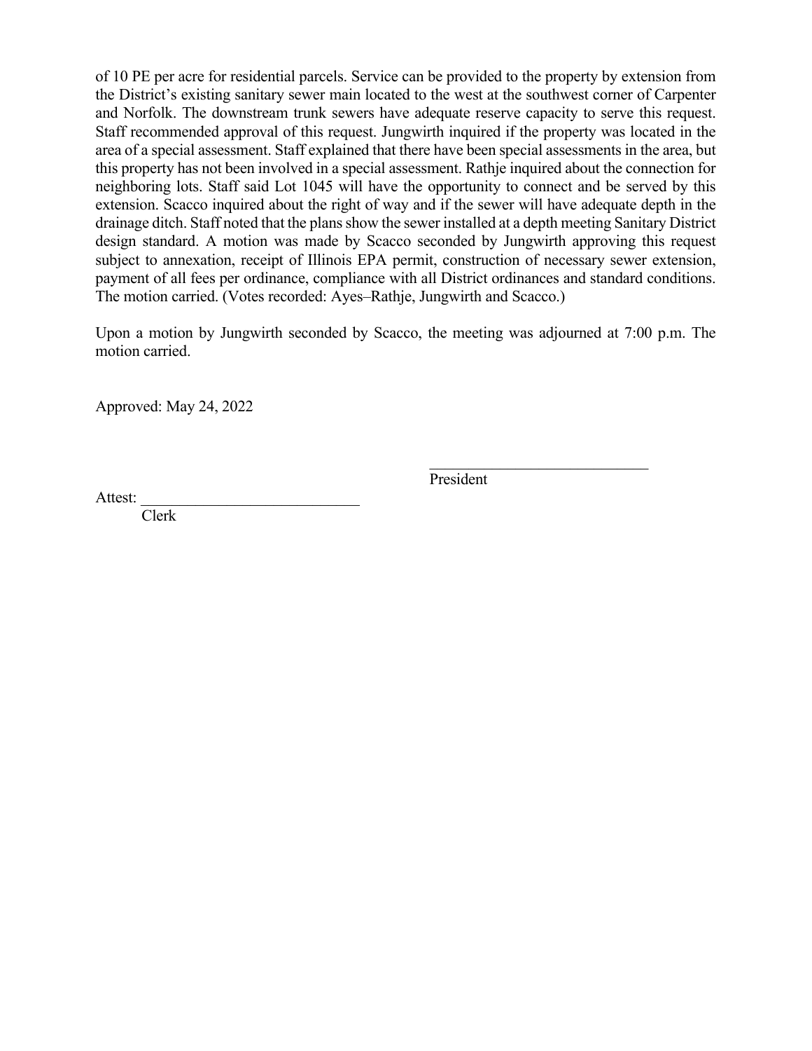of 10 PE per acre for residential parcels. Service can be provided to the property by extension from the District's existing sanitary sewer main located to the west at the southwest corner of Carpenter and Norfolk. The downstream trunk sewers have adequate reserve capacity to serve this request. Staff recommended approval of this request. Jungwirth inquired if the property was located in the area of a special assessment. Staff explained that there have been special assessments in the area, but this property has not been involved in a special assessment. Rathje inquired about the connection for neighboring lots. Staff said Lot 1045 will have the opportunity to connect and be served by this extension. Scacco inquired about the right of way and if the sewer will have adequate depth in the drainage ditch. Staff noted that the plans show the sewer installed at a depth meeting Sanitary District design standard. A motion was made by Scacco seconded by Jungwirth approving this request subject to annexation, receipt of Illinois EPA permit, construction of necessary sewer extension, payment of all fees per ordinance, compliance with all District ordinances and standard conditions. The motion carried. (Votes recorded: Ayes–Rathje, Jungwirth and Scacco.)

Upon a motion by Jungwirth seconded by Scacco, the meeting was adjourned at 7:00 p.m. The motion carried.

Approved: May 24, 2022

\_\_\_\_\_\_\_\_\_\_\_\_\_\_\_\_\_\_\_\_\_\_\_\_\_\_\_\_
President

Attest: \_\_\_\_\_\_\_\_\_\_\_\_\_\_\_\_\_\_\_\_\_\_\_\_\_\_\_\_
Clerk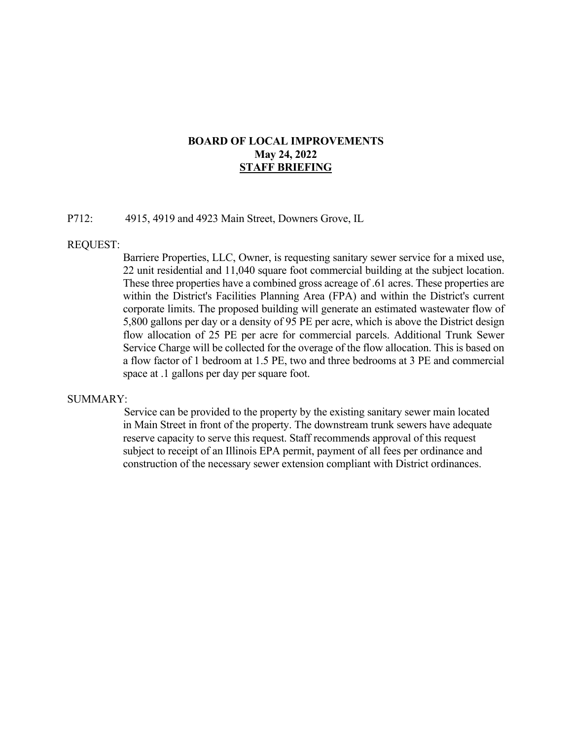**BOARD OF LOCAL IMPROVEMENTS**
**May 24, 2022**
**STAFF BRIEFING**

P712: 4915, 4919 and 4923 Main Street, Downers Grove, IL

REQUEST:

Barriere Properties, LLC, Owner, is requesting sanitary sewer service for a mixed use, 22 unit residential and 11,040 square foot commercial building at the subject location. These three properties have a combined gross acreage of .61 acres. These properties are within the District's Facilities Planning Area (FPA) and within the District's current corporate limits. The proposed building will generate an estimated wastewater flow of 5,800 gallons per day or a density of 95 PE per acre, which is above the District design flow allocation of 25 PE per acre for commercial parcels. Additional Trunk Sewer Service Charge will be collected for the overage of the flow allocation. This is based on a flow factor of 1 bedroom at 1.5 PE, two and three bedrooms at 3 PE and commercial space at .1 gallons per day per square foot.

SUMMARY:

Service can be provided to the property by the existing sanitary sewer main located in Main Street in front of the property. The downstream trunk sewers have adequate reserve capacity to serve this request. Staff recommends approval of this request subject to receipt of an Illinois EPA permit, payment of all fees per ordinance and construction of the necessary sewer extension compliant with District ordinances.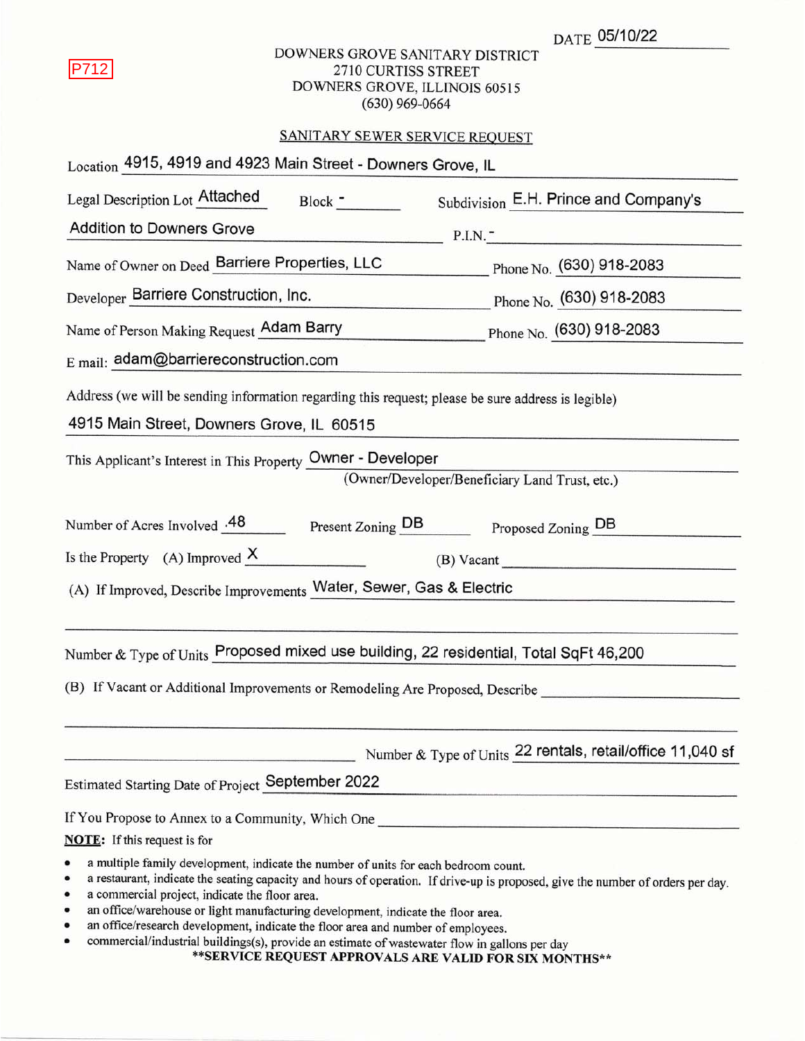P712

DATE 05/10/22

DOWNERS GROVE SANITARY DISTRICT
2710 CURTISS STREET
DOWNERS GROVE, ILLINOIS 60515
(630) 969-0664

## SANITARY SEWER SERVICE REQUEST

Location: 4915, 4919 and 4923 Main Street - Downers Grove, IL

Legal Description Lot: Attached  Block: -  Subdivision: E.H. Prince and Company's Addition to Downers Grove

P.I.N.: -

Name of Owner on Deed: Barriere Properties, LLC  Phone No. (630) 918-2083

Developer: Barriere Construction, Inc.  Phone No. (630) 918-2083

Name of Person Making Request: Adam Barry  Phone No. (630) 918-2083

E mail: adam@barriereconstruction.com

Address (we will be sending information regarding this request; please be sure address is legible)

4915 Main Street, Downers Grove, IL 60515

This Applicant's Interest in This Property: Owner - Developer
(Owner/Developer/Beneficiary Land Trust, etc.)

Number of Acres Involved: .48  Present Zoning: DB  Proposed Zoning: DB

Is the Property (A) Improved: X  (B) Vacant: 

(A) If Improved, Describe Improvements: Water, Sewer, Gas & Electric

Number & Type of Units: Proposed mixed use building, 22 residential, Total SqFt 46,200

(B) If Vacant or Additional Improvements or Remodeling Are Proposed, Describe: 

Number & Type of Units: 22 rentals, retail/office 11,040 sf

Estimated Starting Date of Project: September 2022

If You Propose to Annex to a Community, Which One: 

**NOTE:** If this request is for

- a multiple family development, indicate the number of units for each bedroom count.
- a restaurant, indicate the seating capacity and hours of operation. If drive-up is proposed, give the number of orders per day.
- a commercial project, indicate the floor area.
- an office/warehouse or light manufacturing development, indicate the floor area.
- an office/research development, indicate the floor area and number of employees.
- commercial/industrial buildings(s), provide an estimate of wastewater flow in gallons per day

**\*\*SERVICE REQUEST APPROVALS ARE VALID FOR SIX MONTHS\*\***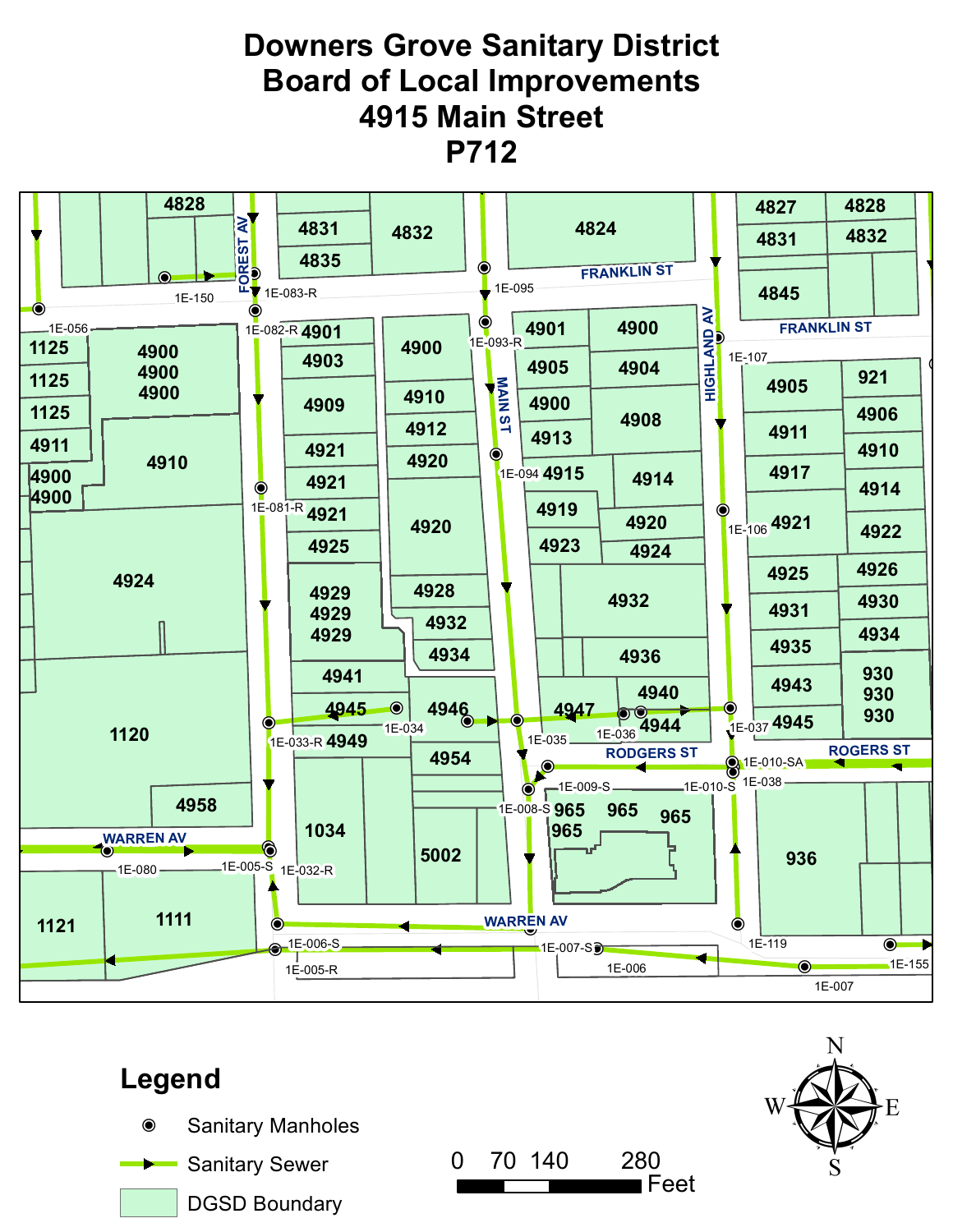# Downers Grove Sanitary District
# Board of Local Improvements
# 4915 Main Street
# P712

## Legend

- Sanitary Manholes
- Sanitary Sewer
- DGSD Boundary

0 70 140 280 Feet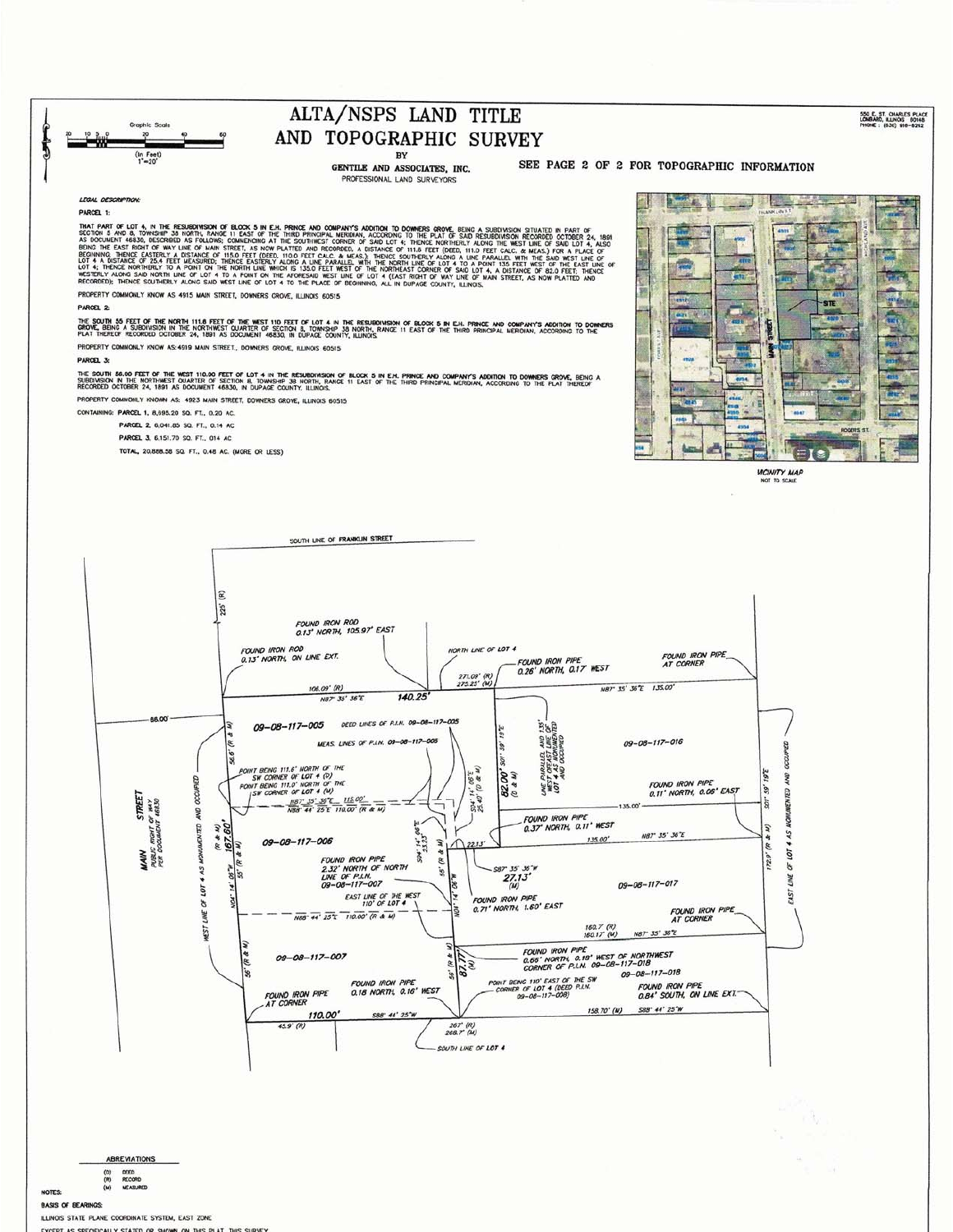# ALTA/NSPS LAND TITLE AND TOPOGRAPHIC SURVEY

BY

GENTILE AND ASSOCIATES, INC.
PROFESSIONAL LAND SURVEYORS

550 E. ST. CHARLES PLACE
LOMBARD, ILLINOIS 60148
PHONE: (630) 916-6262

SEE PAGE 2 OF 2 FOR TOPOGRAPHIC INFORMATION

Graphic Scale
(In Feet)
1"=20'

***LEGAL DESCRIPTION:***

**PARCEL 1:**

THAT PART OF LOT 4, IN THE RESUBDIVISION OF BLOCK 5 IN E.H. PRINCE AND COMPANY'S ADDITION TO DOWNERS GROVE, BEING A SUBDIVISION SITUATED IN PART OF SECTION 5 AND 8, TOWNSHIP 38 NORTH, RANGE 11 EAST OF THE THIRD PRINCIPAL MERIDIAN, ACCORDING TO THE PLAT OF SAID RESUBDIVISION RECORDED OCTOBER 24, 1891 AS DOCUMENT 46830, DESCRIBED AS FOLLOWS; COMMENCING AT THE SOUTHWEST CORNER OF SAID LOT 4; THENCE NORTHERLY ALONG THE WEST LINE OF SAID LOT 4, ALSO BEING THE EAST RIGHT OF WAY LINE OF MAIN STREET, AS NOW PLATTED AND RECORDED, A DISTANCE OF 111.6 FEET (DEED, 111.0 FEET CALC. & MEAS.) FOR A PLACE OF BEGINNING. THENCE EASTERLY A DISTANCE OF 115.0 FEET (DEED, 110.0 FEET CALC. & MEAS.); THENCE SOUTHERLY ALONG A LINE PARALLEL WITH THE SAID WEST LINE OF LOT 4 A DISTANCE OF 25.4 FEET MEASURED; THENCE EASTERLY ALONG A LINE PARALLEL WITH THE NORTH LINE OF LOT 4 TO A POINT 135 FEET WEST OF THE EAST LINE OF LOT 4; THENCE NORTHERLY TO A POINT ON THE NORTH LINE WHICH IS 135.0 FEET WEST OF THE NORTHEAST CORNER OF SAID LOT 4, A DISTANCE OF 82.0 FEET; THENCE WESTERLY ALONG SAID NORTH LINE OF LOT 4 TO A POINT ON THE AFORESAID WEST LINE OF LOT 4 (EAST RIGHT OF WAY LINE OF MAIN STREET, AS NOW PLATTED AND RECORDED); THENCE SOUTHERLY ALONG SAID WEST LINE OF LOT 4 TO THE PLACE OF BEGINNING, ALL IN DUPAGE COUNTY, ILLINOIS.

PROPERTY COMMONLY KNOW AS 4915 MAIN STREET, DOWNERS GROVE, ILLINOIS 60515

**PARCEL 2:**

THE SOUTH 55 FEET OF THE NORTH 111.6 FEET OF THE WEST 110 FEET OF LOT 4 IN THE RESUBDIVISION OF BLOCK 5 IN E.H. PRINCE AND COMPANY'S ADDITION TO DOWNERS GROVE, BEING A SUBDIVISION IN THE NORTHWEST QUARTER OF SECTION 8, TOWNSHIP 38 NORTH, RANGE 11 EAST OF THE THIRD PRINCIPAL MERIDIAN, ACCORDING TO THE PLAT THEREOF RECORDED OCTOBER 24, 1891 AS DOCUMENT 46830, IN DUPAGE COUNTY, ILLINOIS.

PROPERTY COMMONLY KNOW AS:4919 MAIN STREET, DOWNERS GROVE, ILLINOIS 60515

**PARCEL 3:**

THE SOUTH 56.00 FEET OF THE WEST 110.00 FEET OF LOT 4 IN THE RESUBDIVISION OF BLOCK 5 IN E.H. PRINCE AND COMPANY'S ADDITION TO DOWNERS GROVE, BEING A SUBDIVISION IN THE NORTHWEST QUARTER OF SECTION 8, TOWNSHIP 38 NORTH, RANGE 11 EAST OF THE THIRD PRINCIPAL MERIDIAN, ACCORDING TO THE PLAT THEREOF RECORDED OCTOBER 24, 1891 AS DOCUMENT 46830, IN DUPAGE COUNTY, ILLINOIS.

PROPERTY COMMONLY KNOWN AS: 4923 MAIN STREET, DOWNERS GROVE, ILLINOIS 60515

CONTAINING: PARCEL 1, 8,695.20 SQ. FT., 0.20 AC.

PARCEL 2, 6,041.65 SQ. FT., 0.14 AC

PARCEL 3, 6,151.70 SQ. FT., 014 AC

TOTAL, 20,888.55 SQ. FT., 0.48 AC. (MORE OR LESS)

FRANKLIN ST.
MAIN STREET
HIGHLAND AVE.
FOREST AVE.
ROGERS ST.
SITE

*VICINITY MAP*
NOT TO SCALE

SOUTH LINE OF FRANKLIN STREET
225' (R)
FOUND IRON ROD 0.13' NORTH, 105.97' EAST
FOUND IRON ROD 0.13' NORTH, ON LINE EXT.
NORTH LINE OF LOT 4
FOUND IRON PIPE 0.26' NORTH, 0.17' WEST
FOUND IRON PIPE AT CORNER
271.09' (R)
275.25' (M)
106.09' (R)
N87° 35' 36"E 140.25'
N87° 35' 36"E 135.00'
66.00'
09-08-117-005
DEED LINES OF P.I.N. 09-08-117-005
MEAS. LINES OF P.I.N. 09-08-117-005
09-08-117-016
56.6' (R & M)
S01° 39' 19"E
82.00' (D & M)
LINE PARALLEL AND 135' WEST OF EAST LINE OF LOT 4 AS MONUMENTED AND OCCUPIED
POINT BEING 111.6' NORTH OF THE SW CORNER OF LOT 4 (D)
POINT BEING 111.0' NORTH OF THE SW CORNER OF LOT 4 (M)
N87° 35' 36"E 115.00'
N88° 44' 25"E 110.00' (R & M)
S04° 14' 06"E 25.40' (D & M)
FOUND IRON PIPE 0.11' NORTH, 0.05' EAST
135.00'
S01° 39' 19"E
MAIN STREET
PUBLIC RIGHT OF WAY PER DOCUMENT 46830
WEST LINE OF LOT 4 AS MONUMENTED AND OCCUPIED
(R & M)
167.60'
55' (R & M)
N04° 14' 06"W
09-08-117-006
S04° 14' 06"E 23.13'
55' (R & M)
22.13'
FOUND IRON PIPE 0.37' NORTH, 0.11' WEST
135.00'
N87° 35' 36"E
172.9' (R & M)
EAST LINE OF LOT 4 AS MONUMENTED AND OCCUPIED
FOUND IRON PIPE 2.32' NORTH OF NORTH LINE OF P.I.N. 09-08-117-007
S87° 35' 36"W 27.13' (M)
09-08-117-017
EAST LINE OF THE WEST 110' OF LOT 4
N04° 14' 06"W
FOUND IRON PIPE 0.71' NORTH, 1.60' EAST
N88° 44' 25"E 110.00' (R & M)
FOUND IRON PIPE AT CORNER
160.7' (R)
160.17' (M)
N87° 35' 36"E
56' (R & M)
09-08-117-007
55' (R & M)
87.77' (M)
FOUND IRON PIPE 0.65' NORTH, 0.19' WEST OF NORTHWEST CORNER OF P.I.N. 09-08-117-018
09-08-117-018
POINT BEING 110' EAST OF THE SW CORNER OF LOT 4 (DEED P.I.N. 09-08-117-008)
FOUND IRON PIPE 0.18 NORTH, 0.16' WEST
FOUND IRON PIPE AT CORNER
FOUND IRON PIPE 0.84' SOUTH, ON LINE EXT.
110.00'
S88° 44' 25"W
158.70' (M)
S88° 44' 25"W
45.9' (R)
267' (R)
268.7' (M)
SOUTH LINE OF LOT 4

ABREVIATIONS

(D) DEED
(R) RECORD
(M) MEASURED

NOTES:

BASIS OF BEARINGS:

ILLINOIS STATE PLANE COORDINATE SYSTEM, EAST ZONE

EXCEPT AS SPECIFICALLY STATED OR SHOWN ON THIS PLAT, THIS SURVEY